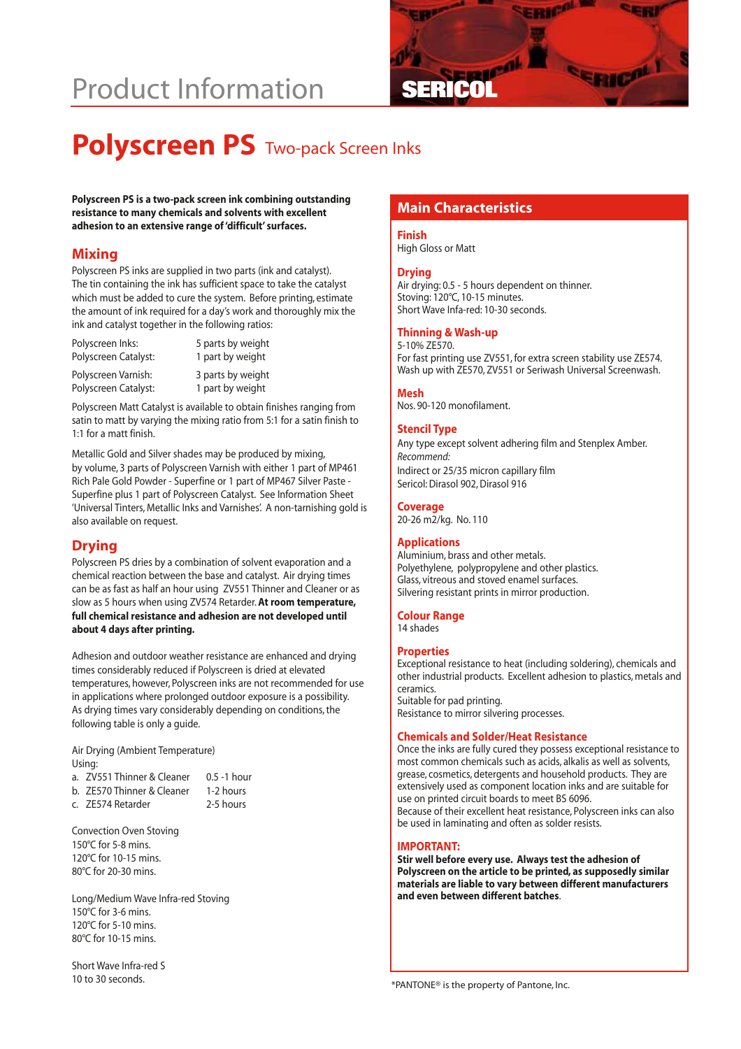# Product Information

SERICOL

# Polyscreen PS Two-pack Screen Inks

**Polyscreen PS is a two-pack screen ink combining outstanding resistance to many chemicals and solvents with excellent adhesion to an extensive range of 'difficult' surfaces.**

## Mixing

Polyscreen PS inks are supplied in two parts (ink and catalyst). The tin containing the ink has sufficient space to take the catalyst which must be added to cure the system. Before printing, estimate the amount of ink required for a day's work and thoroughly mix the ink and catalyst together in the following ratios:

| | |
|---|---|
| Polyscreen Inks: | 5 parts by weight |
| Polyscreen Catalyst: | 1 part by weight |
| Polyscreen Varnish: | 3 parts by weight |
| Polyscreen Catalyst: | 1 part by weight |

Polyscreen Matt Catalyst is available to obtain finishes ranging from satin to matt by varying the mixing ratio from 5:1 for a satin finish to 1:1 for a matt finish.

Metallic Gold and Silver shades may be produced by mixing, by volume, 3 parts of Polyscreen Varnish with either 1 part of MP461 Rich Pale Gold Powder - Superfine or 1 part of MP467 Silver Paste - Superfine plus 1 part of Polyscreen Catalyst. See Information Sheet 'Universal Tinters, Metallic Inks and Varnishes'. A non-tarnishing gold is also available on request.

## Drying

Polyscreen PS dries by a combination of solvent evaporation and a chemical reaction between the base and catalyst. Air drying times can be as fast as half an hour using ZV551 Thinner and Cleaner or as slow as 5 hours when using ZV574 Retarder. **At room temperature, full chemical resistance and adhesion are not developed until about 4 days after printing.**

Adhesion and outdoor weather resistance are enhanced and drying times considerably reduced if Polyscreen is dried at elevated temperatures, however, Polyscreen inks are not recommended for use in applications where prolonged outdoor exposure is a possibility. As drying times vary considerably depending on conditions, the following table is only a guide.

Air Drying (Ambient Temperature)
Using:

| | |
|---|---|
| a. ZV551 Thinner & Cleaner | 0.5 -1 hour |
| b. ZE570 Thinner & Cleaner | 1-2 hours |
| c. ZE574 Retarder | 2-5 hours |

Convection Oven Stoving
150°C for 5-8 mins.
120°C for 10-15 mins.
80°C for 20-30 mins.

Long/Medium Wave Infra-red Stoving
150°C for 3-6 mins.
120°C for 5-10 mins.
80°C for 10-15 mins.

Short Wave Infra-red S
10 to 30 seconds.

## Main Characteristics

### Finish
High Gloss or Matt

### Drying
Air drying: 0.5 - 5 hours dependent on thinner.
Stoving: 120°C, 10-15 minutes.
Short Wave Infa-red: 10-30 seconds.

### Thinning & Wash-up
5-10% ZE570.
For fast printing use ZV551, for extra screen stability use ZE574.
Wash up with ZE570, ZV551 or Seriwash Universal Screenwash.

### Mesh
Nos. 90-120 monofilament.

### Stencil Type
Any type except solvent adhering film and Stenplex Amber.
*Recommend:*
Indirect or 25/35 micron capillary film
Sericol: Dirasol 902, Dirasol 916

### Coverage
20-26 m2/kg. No. 110

### Applications
Aluminium, brass and other metals.
Polyethylene, polypropylene and other plastics.
Glass, vitreous and stoved enamel surfaces.
Silvering resistant prints in mirror production.

### Colour Range
14 shades

### Properties
Exceptional resistance to heat (including soldering), chemicals and other industrial products. Excellent adhesion to plastics, metals and ceramics.
Suitable for pad printing.
Resistance to mirror silvering processes.

### Chemicals and Solder/Heat Resistance
Once the inks are fully cured they possess exceptional resistance to most common chemicals such as acids, alkalis as well as solvents, grease, cosmetics, detergents and household products. They are extensively used as component location inks and are suitable for use on printed circuit boards to meet BS 6096.
Because of their excellent heat resistance, Polyscreen inks can also be used in laminating and often as solder resists.

### IMPORTANT:
**Stir well before every use. Always test the adhesion of Polyscreen on the article to be printed, as supposedly similar materials are liable to vary between different manufacturers and even between different batches.**

*PANTONE® is the property of Pantone, Inc.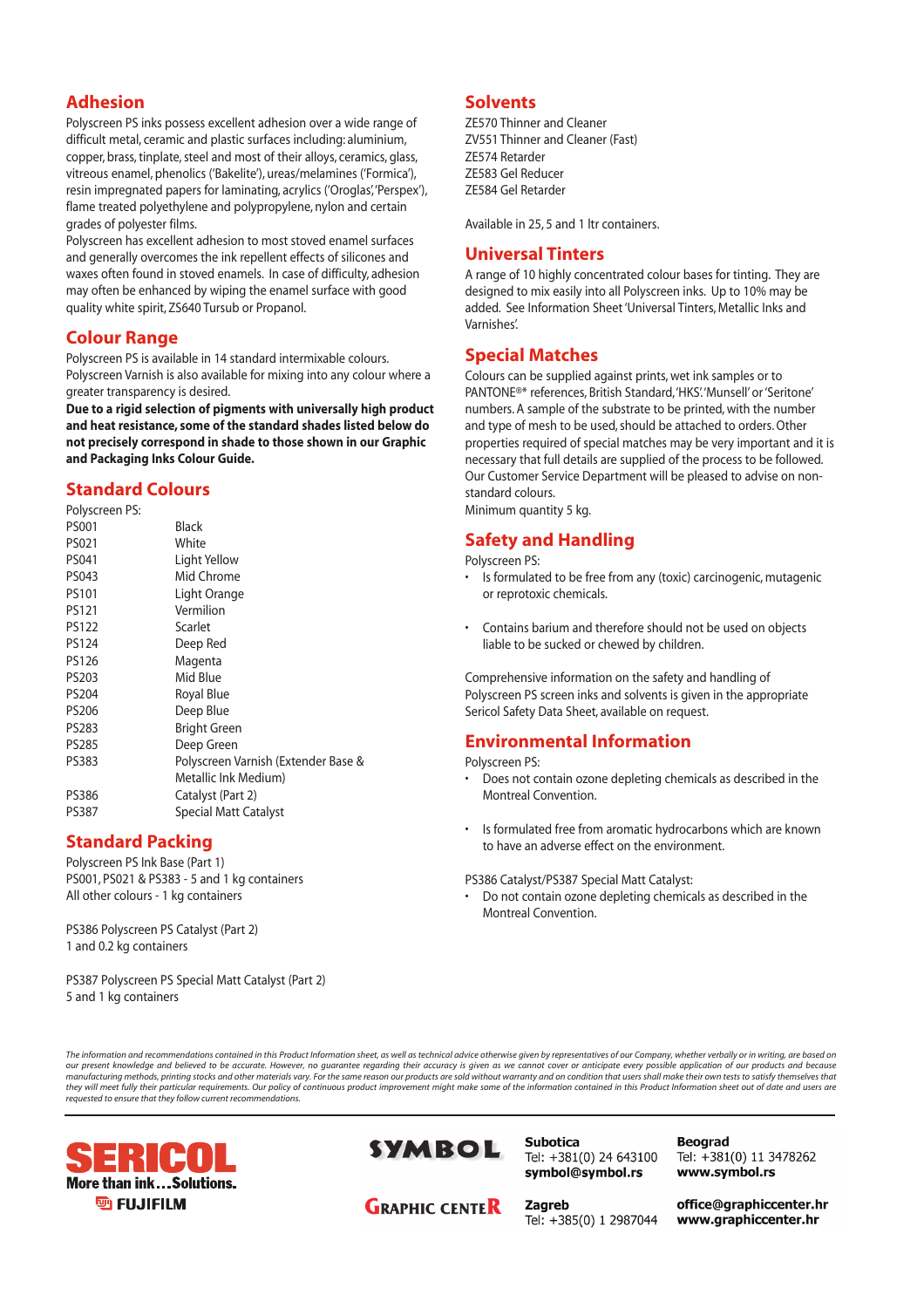## Adhesion

Polyscreen PS inks possess excellent adhesion over a wide range of difficult metal, ceramic and plastic surfaces including: aluminium, copper, brass, tinplate, steel and most of their alloys, ceramics, glass, vitreous enamel, phenolics ('Bakelite'), ureas/melamines ('Formica'), resin impregnated papers for laminating, acrylics ('Oroglas', 'Perspex'), flame treated polyethylene and polypropylene, nylon and certain grades of polyester films.

Polyscreen has excellent adhesion to most stoved enamel surfaces and generally overcomes the ink repellent effects of silicones and waxes often found in stoved enamels. In case of difficulty, adhesion may often be enhanced by wiping the enamel surface with good quality white spirit, ZS640 Tursub or Propanol.

## Colour Range

Polyscreen PS is available in 14 standard intermixable colours. Polyscreen Varnish is also available for mixing into any colour where a greater transparency is desired.

**Due to a rigid selection of pigments with universally high product and heat resistance, some of the standard shades listed below do not precisely correspond in shade to those shown in our Graphic and Packaging Inks Colour Guide.**

## Standard Colours

Polyscreen PS:

| | |
|---|---|
| PS001 | Black |
| PS021 | White |
| PS041 | Light Yellow |
| PS043 | Mid Chrome |
| PS101 | Light Orange |
| PS121 | Vermilion |
| PS122 | Scarlet |
| PS124 | Deep Red |
| PS126 | Magenta |
| PS203 | Mid Blue |
| PS204 | Royal Blue |
| PS206 | Deep Blue |
| PS283 | Bright Green |
| PS285 | Deep Green |
| PS383 | Polyscreen Varnish (Extender Base & Metallic Ink Medium) |
| PS386 | Catalyst (Part 2) |
| PS387 | Special Matt Catalyst |

## Standard Packing

Polyscreen PS Ink Base (Part 1)
PS001, PS021 & PS383 - 5 and 1 kg containers
All other colours - 1 kg containers

PS386 Polyscreen PS Catalyst (Part 2)
1 and 0.2 kg containers

PS387 Polyscreen PS Special Matt Catalyst (Part 2)
5 and 1 kg containers

## Solvents

ZE570 Thinner and Cleaner
ZV551 Thinner and Cleaner (Fast)
ZE574 Retarder
ZE583 Gel Reducer
ZE584 Gel Retarder

Available in 25, 5 and 1 ltr containers.

## Universal Tinters

A range of 10 highly concentrated colour bases for tinting. They are designed to mix easily into all Polyscreen inks. Up to 10% may be added. See Information Sheet 'Universal Tinters, Metallic Inks and Varnishes'.

## Special Matches

Colours can be supplied against prints, wet ink samples or to PANTONE®* references, British Standard, 'HKS'. 'Munsell' or 'Seritone' numbers. A sample of the substrate to be printed, with the number and type of mesh to be used, should be attached to orders. Other properties required of special matches may be very important and it is necessary that full details are supplied of the process to be followed. Our Customer Service Department will be pleased to advise on non-standard colours.
Minimum quantity 5 kg.

## Safety and Handling

Polyscreen PS:

- Is formulated to be free from any (toxic) carcinogenic, mutagenic or reprotoxic chemicals.
- Contains barium and therefore should not be used on objects liable to be sucked or chewed by children.

Comprehensive information on the safety and handling of Polyscreen PS screen inks and solvents is given in the appropriate Sericol Safety Data Sheet, available on request.

## Environmental Information

Polyscreen PS:

- Does not contain ozone depleting chemicals as described in the Montreal Convention.
- Is formulated free from aromatic hydrocarbons which are known to have an adverse effect on the environment.

PS386 Catalyst/PS387 Special Matt Catalyst:

- Do not contain ozone depleting chemicals as described in the Montreal Convention.

*The information and recommendations contained in this Product Information sheet, as well as technical advice otherwise given by representatives of our Company, whether verbally or in writing, are based on our present knowledge and believed to be accurate. However, no guarantee regarding their accuracy is given as we cannot cover or anticipate every possible application of our products and because manufacturing methods, printing stocks and other materials vary. For the same reason our products are sold without warranty and on condition that users shall make their own tests to satisfy themselves that they will meet fully their particular requirements. Our policy of continuous product improvement might make some of the information contained in this Product Information sheet out of date and users are requested to ensure that they follow current recommendations.*

SERICOL
More than ink…Solutions.
FUJIFILM

SYMBOL

GRAPHIC CENTER

**Subotica**
Tel: +381(0) 24 643100
**symbol@symbol.rs**

**Beograd**
Tel: +381(0) 11 3478262
**www.symbol.rs**

**Zagreb**
Tel: +385(0) 1 2987044

**office@graphiccenter.hr**
**www.graphiccenter.hr**